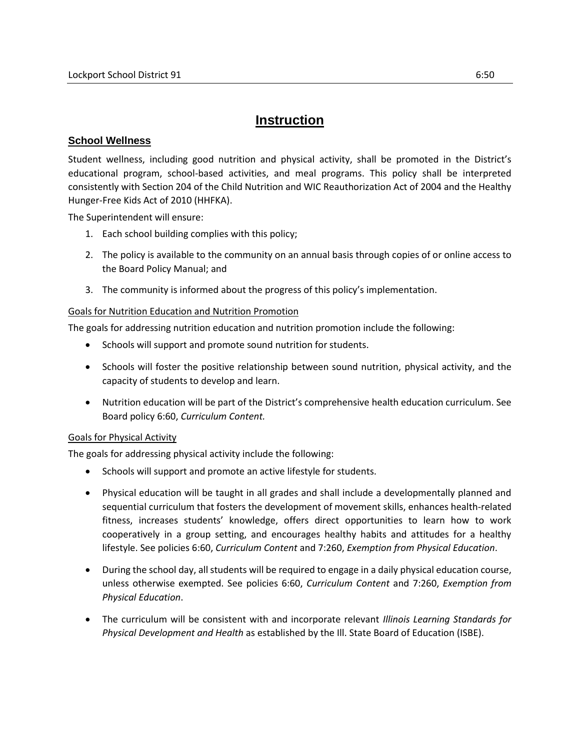# Instruction

## School Wellness

Student wellness, including good nutrition and physical activity, shall be promoted in the District's educational program, school-based activities, and meal programs. This policy shall be interpreted consistently with Section 204 of the Child Nutrition and WIC Reauthorization Act of 2004 and the Healthy Hunger-Free Kids Act of 2010 (HHFKA).

The Superintendent will ensure:

1. Each school building complies with this policy;
2. The policy is available to the community on an annual basis through copies of or online access to the Board Policy Manual; and
3. The community is informed about the progress of this policy's implementation.

### Goals for Nutrition Education and Nutrition Promotion

The goals for addressing nutrition education and nutrition promotion include the following:

- Schools will support and promote sound nutrition for students.
- Schools will foster the positive relationship between sound nutrition, physical activity, and the capacity of students to develop and learn.
- Nutrition education will be part of the District's comprehensive health education curriculum. See Board policy 6:60, *Curriculum Content.*

### Goals for Physical Activity

The goals for addressing physical activity include the following:

- Schools will support and promote an active lifestyle for students.
- Physical education will be taught in all grades and shall include a developmentally planned and sequential curriculum that fosters the development of movement skills, enhances health-related fitness, increases students' knowledge, offers direct opportunities to learn how to work cooperatively in a group setting, and encourages healthy habits and attitudes for a healthy lifestyle. See policies 6:60, *Curriculum Content* and 7:260, *Exemption from Physical Education*.
- During the school day, all students will be required to engage in a daily physical education course, unless otherwise exempted. See policies 6:60, *Curriculum Content* and 7:260, *Exemption from Physical Education*.
- The curriculum will be consistent with and incorporate relevant *Illinois Learning Standards for Physical Development and Health* as established by the Ill. State Board of Education (ISBE).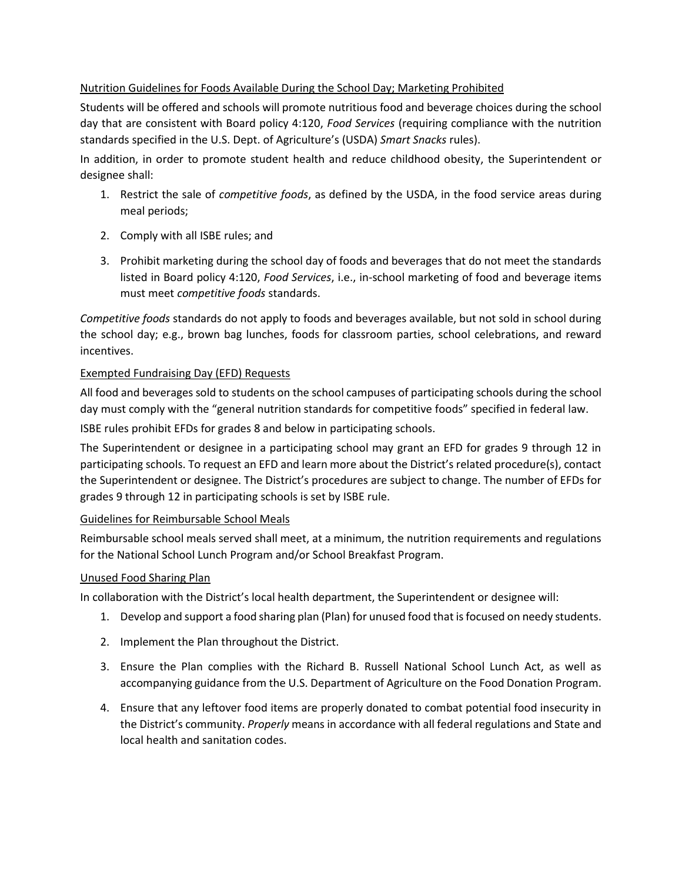## Nutrition Guidelines for Foods Available During the School Day; Marketing Prohibited

Students will be offered and schools will promote nutritious food and beverage choices during the school day that are consistent with Board policy 4:120, *Food Services* (requiring compliance with the nutrition standards specified in the U.S. Dept. of Agriculture's (USDA) *Smart Snacks* rules).

In addition, in order to promote student health and reduce childhood obesity, the Superintendent or designee shall:

1. Restrict the sale of *competitive foods*, as defined by the USDA, in the food service areas during meal periods;
2. Comply with all ISBE rules; and
3. Prohibit marketing during the school day of foods and beverages that do not meet the standards listed in Board policy 4:120, *Food Services*, i.e., in-school marketing of food and beverage items must meet *competitive foods* standards.

*Competitive foods* standards do not apply to foods and beverages available, but not sold in school during the school day; e.g., brown bag lunches, foods for classroom parties, school celebrations, and reward incentives.

## Exempted Fundraising Day (EFD) Requests

All food and beverages sold to students on the school campuses of participating schools during the school day must comply with the "general nutrition standards for competitive foods" specified in federal law.

ISBE rules prohibit EFDs for grades 8 and below in participating schools.

The Superintendent or designee in a participating school may grant an EFD for grades 9 through 12 in participating schools. To request an EFD and learn more about the District's related procedure(s), contact the Superintendent or designee. The District's procedures are subject to change. The number of EFDs for grades 9 through 12 in participating schools is set by ISBE rule.

## Guidelines for Reimbursable School Meals

Reimbursable school meals served shall meet, at a minimum, the nutrition requirements and regulations for the National School Lunch Program and/or School Breakfast Program.

## Unused Food Sharing Plan

In collaboration with the District's local health department, the Superintendent or designee will:

1. Develop and support a food sharing plan (Plan) for unused food that is focused on needy students.
2. Implement the Plan throughout the District.
3. Ensure the Plan complies with the Richard B. Russell National School Lunch Act, as well as accompanying guidance from the U.S. Department of Agriculture on the Food Donation Program.
4. Ensure that any leftover food items are properly donated to combat potential food insecurity in the District's community. *Properly* means in accordance with all federal regulations and State and local health and sanitation codes.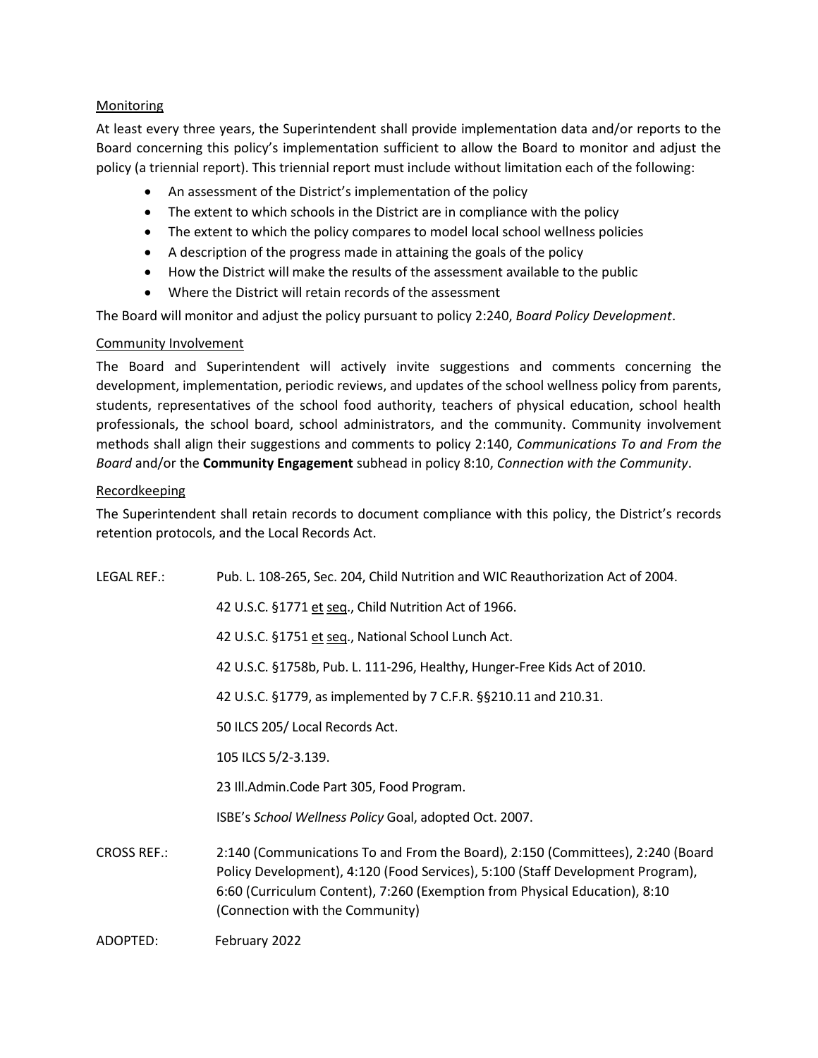Monitoring

At least every three years, the Superintendent shall provide implementation data and/or reports to the Board concerning this policy's implementation sufficient to allow the Board to monitor and adjust the policy (a triennial report). This triennial report must include without limitation each of the following:

- An assessment of the District's implementation of the policy
- The extent to which schools in the District are in compliance with the policy
- The extent to which the policy compares to model local school wellness policies
- A description of the progress made in attaining the goals of the policy
- How the District will make the results of the assessment available to the public
- Where the District will retain records of the assessment

The Board will monitor and adjust the policy pursuant to policy 2:240, *Board Policy Development*.

Community Involvement

The Board and Superintendent will actively invite suggestions and comments concerning the development, implementation, periodic reviews, and updates of the school wellness policy from parents, students, representatives of the school food authority, teachers of physical education, school health professionals, the school board, school administrators, and the community. Community involvement methods shall align their suggestions and comments to policy 2:140, *Communications To and From the Board* and/or the **Community Engagement** subhead in policy 8:10, *Connection with the Community*.

Recordkeeping

The Superintendent shall retain records to document compliance with this policy, the District's records retention protocols, and the Local Records Act.

LEGAL REF.: Pub. L. 108-265, Sec. 204, Child Nutrition and WIC Reauthorization Act of 2004.

42 U.S.C. §1771 et seq., Child Nutrition Act of 1966.

42 U.S.C. §1751 et seq., National School Lunch Act.

42 U.S.C. §1758b, Pub. L. 111-296, Healthy, Hunger-Free Kids Act of 2010.

42 U.S.C. §1779, as implemented by 7 C.F.R. §§210.11 and 210.31.

50 ILCS 205/ Local Records Act.

105 ILCS 5/2-3.139.

23 Ill.Admin.Code Part 305, Food Program.

ISBE's *School Wellness Policy* Goal, adopted Oct. 2007.

CROSS REF.: 2:140 (Communications To and From the Board), 2:150 (Committees), 2:240 (Board Policy Development), 4:120 (Food Services), 5:100 (Staff Development Program), 6:60 (Curriculum Content), 7:260 (Exemption from Physical Education), 8:10 (Connection with the Community)

ADOPTED: February 2022